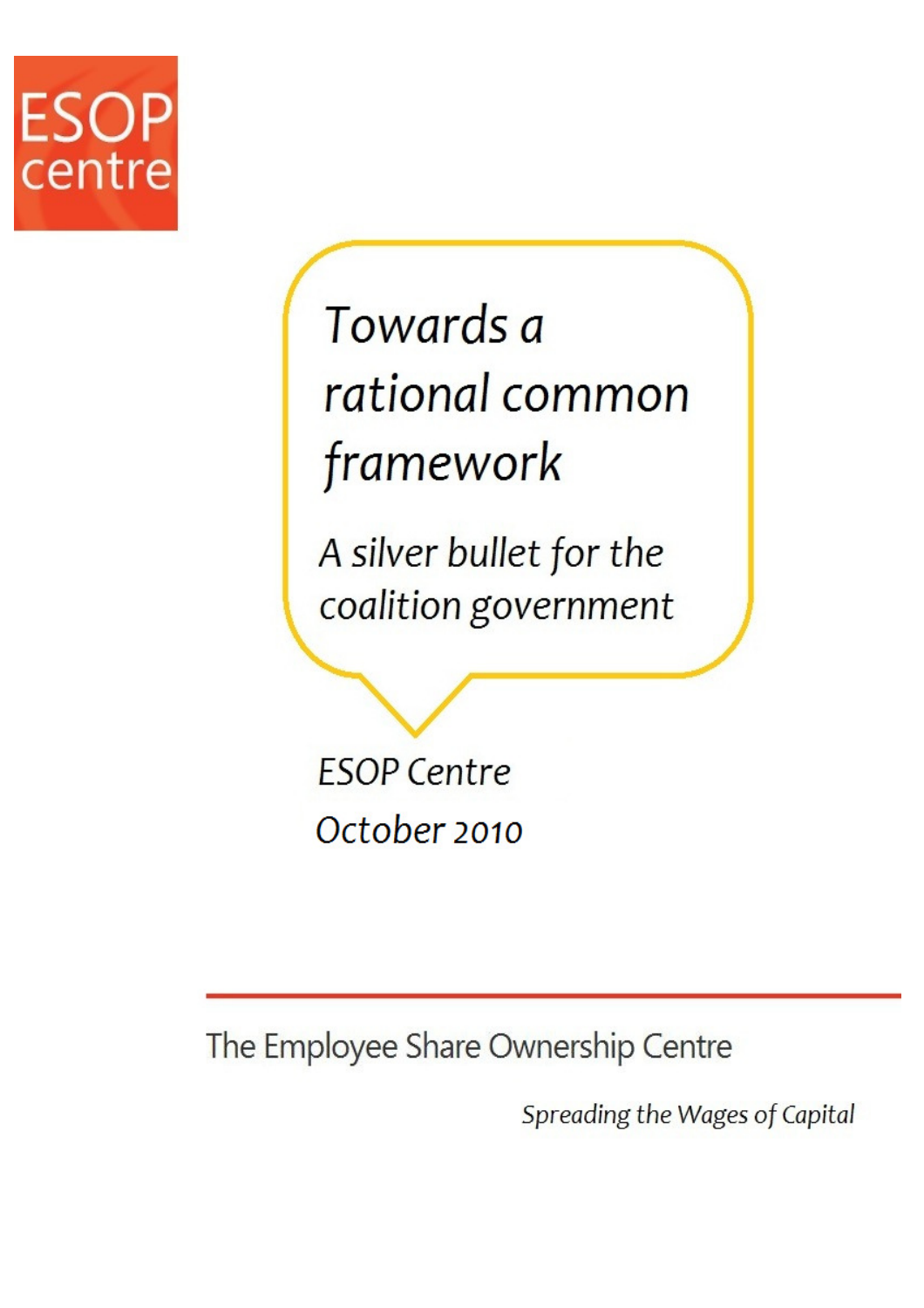ESOP centre

# Towards a rational common framework

## A silver bullet for the coalition government

ESOP Centre

October 2010

The Employee Share Ownership Centre

*Spreading the Wages of Capital*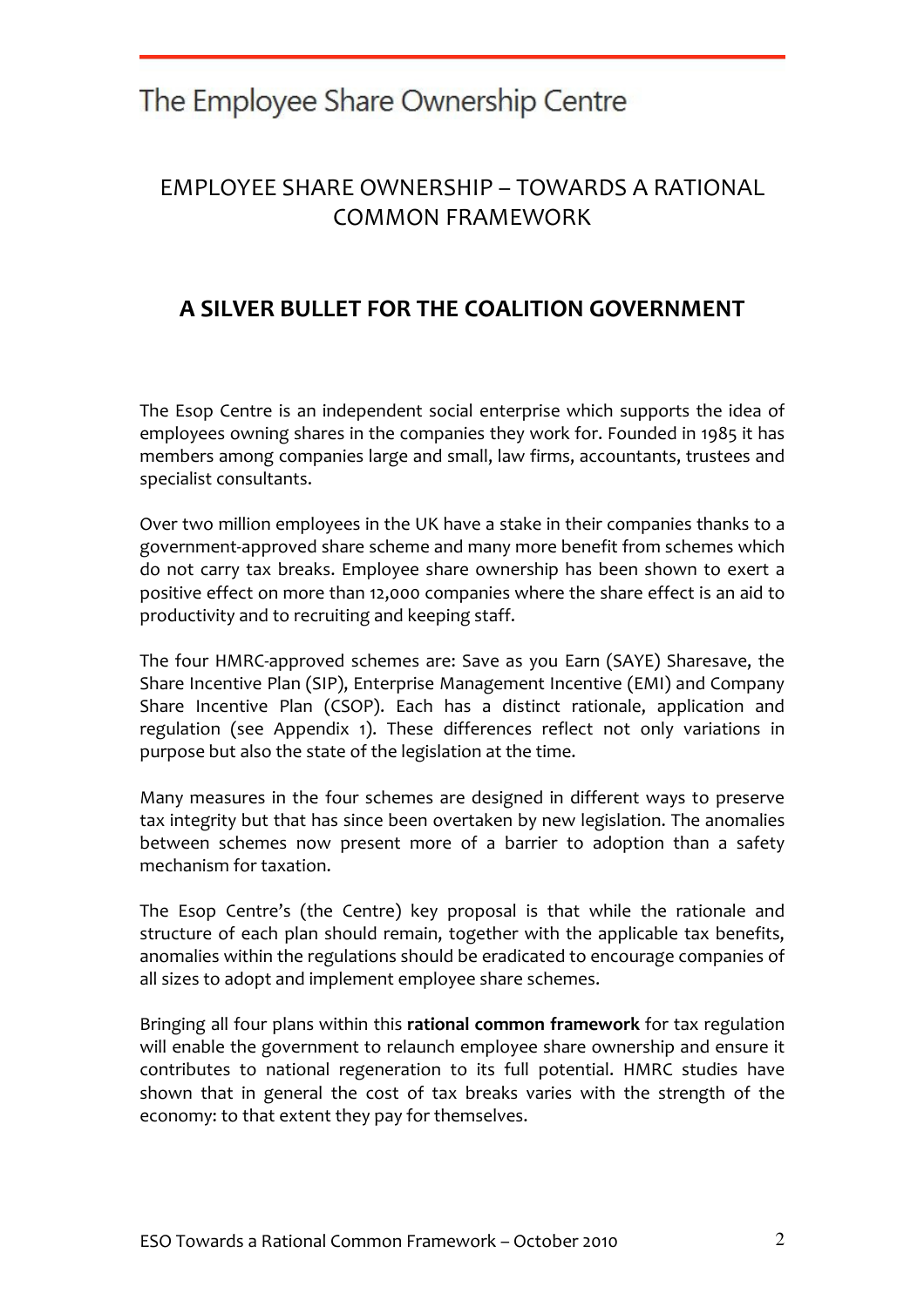# The Employee Share Ownership Centre

## EMPLOYEE SHARE OWNERSHIP – TOWARDS A RATIONAL COMMON FRAMEWORK

## A SILVER BULLET FOR THE COALITION GOVERNMENT

The Esop Centre is an independent social enterprise which supports the idea of employees owning shares in the companies they work for. Founded in 1985 it has members among companies large and small, law firms, accountants, trustees and specialist consultants.

Over two million employees in the UK have a stake in their companies thanks to a government-approved share scheme and many more benefit from schemes which do not carry tax breaks. Employee share ownership has been shown to exert a positive effect on more than 12,000 companies where the share effect is an aid to productivity and to recruiting and keeping staff.

The four HMRC-approved schemes are: Save as you Earn (SAYE) Sharesave, the Share Incentive Plan (SIP), Enterprise Management Incentive (EMI) and Company Share Incentive Plan (CSOP). Each has a distinct rationale, application and regulation (see Appendix 1). These differences reflect not only variations in purpose but also the state of the legislation at the time.

Many measures in the four schemes are designed in different ways to preserve tax integrity but that has since been overtaken by new legislation. The anomalies between schemes now present more of a barrier to adoption than a safety mechanism for taxation.

The Esop Centre's (the Centre) key proposal is that while the rationale and structure of each plan should remain, together with the applicable tax benefits, anomalies within the regulations should be eradicated to encourage companies of all sizes to adopt and implement employee share schemes.

Bringing all four plans within this **rational common framework** for tax regulation will enable the government to relaunch employee share ownership and ensure it contributes to national regeneration to its full potential. HMRC studies have shown that in general the cost of tax breaks varies with the strength of the economy: to that extent they pay for themselves.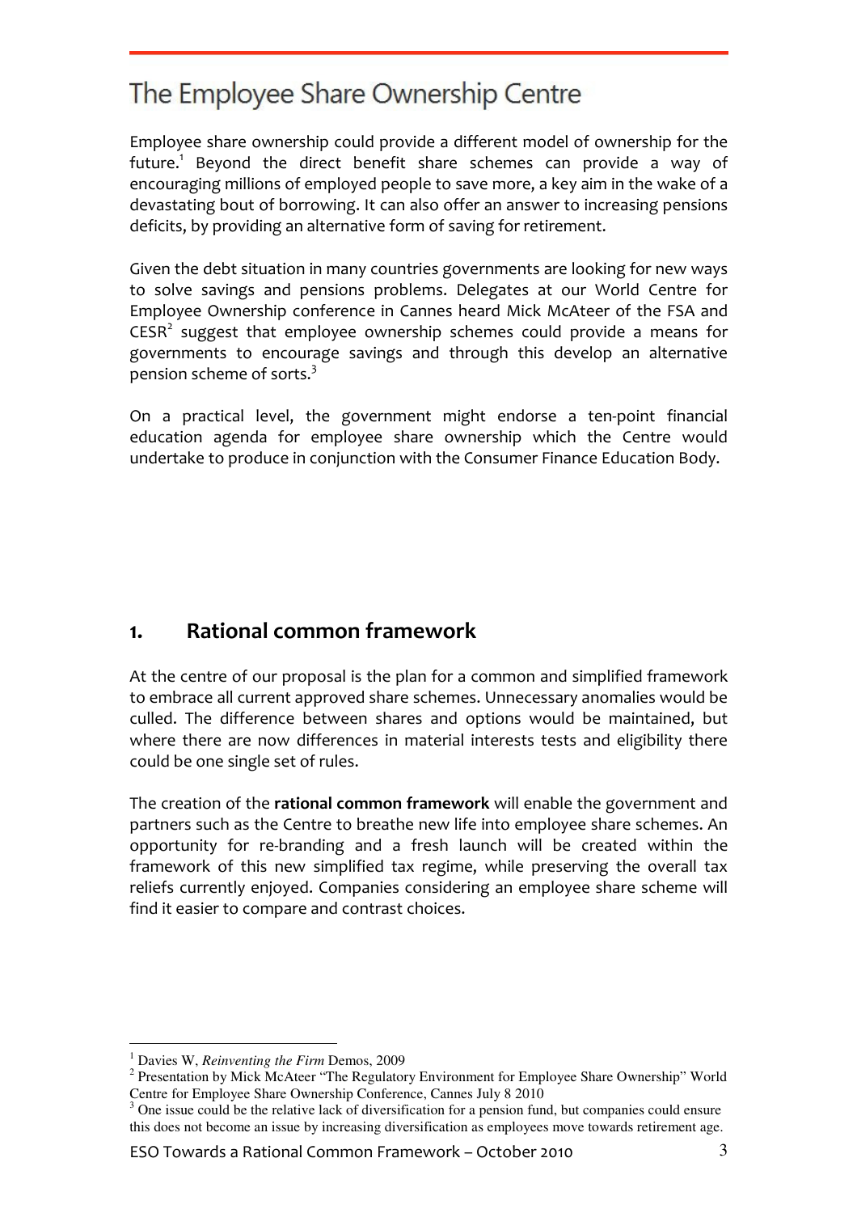# The Employee Share Ownership Centre

Employee share ownership could provide a different model of ownership for the future.[1] Beyond the direct benefit share schemes can provide a way of encouraging millions of employed people to save more, a key aim in the wake of a devastating bout of borrowing. It can also offer an answer to increasing pensions deficits, by providing an alternative form of saving for retirement.

Given the debt situation in many countries governments are looking for new ways to solve savings and pensions problems. Delegates at our World Centre for Employee Ownership conference in Cannes heard Mick McAteer of the FSA and CESR[2] suggest that employee ownership schemes could provide a means for governments to encourage savings and through this develop an alternative pension scheme of sorts.[3]

On a practical level, the government might endorse a ten-point financial education agenda for employee share ownership which the Centre would undertake to produce in conjunction with the Consumer Finance Education Body.

## 1. Rational common framework

At the centre of our proposal is the plan for a common and simplified framework to embrace all current approved share schemes. Unnecessary anomalies would be culled. The difference between shares and options would be maintained, but where there are now differences in material interests tests and eligibility there could be one single set of rules.

The creation of the **rational common framework** will enable the government and partners such as the Centre to breathe new life into employee share schemes. An opportunity for re-branding and a fresh launch will be created within the framework of this new simplified tax regime, while preserving the overall tax reliefs currently enjoyed. Companies considering an employee share scheme will find it easier to compare and contrast choices.

---

[1] Davies W, *Reinventing the Firm* Demos, 2009

[2] Presentation by Mick McAteer "The Regulatory Environment for Employee Share Ownership" World Centre for Employee Share Ownership Conference, Cannes July 8 2010

[3] One issue could be the relative lack of diversification for a pension fund, but companies could ensure this does not become an issue by increasing diversification as employees move towards retirement age.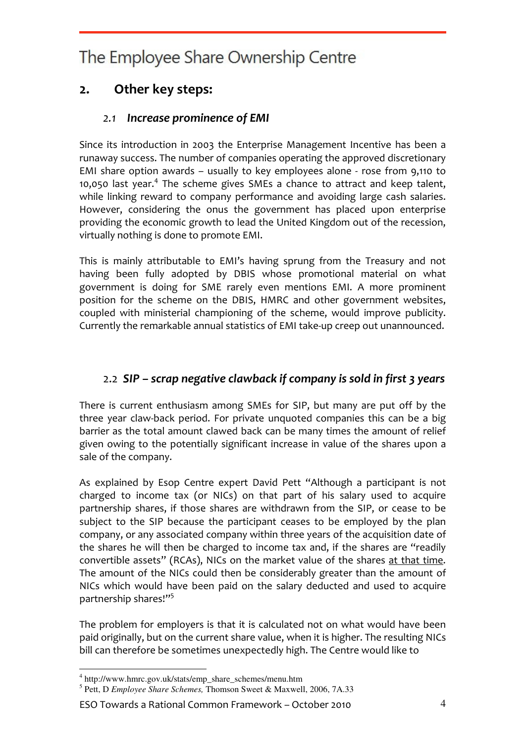## 2. Other key steps:

### *2.1 Increase prominence of EMI*

Since its introduction in 2003 the Enterprise Management Incentive has been a runaway success. The number of companies operating the approved discretionary EMI share option awards – usually to key employees alone - rose from 9,110 to 10,050 last year.[4] The scheme gives SMEs a chance to attract and keep talent, while linking reward to company performance and avoiding large cash salaries. However, considering the onus the government has placed upon enterprise providing the economic growth to lead the United Kingdom out of the recession, virtually nothing is done to promote EMI.

This is mainly attributable to EMI's having sprung from the Treasury and not having been fully adopted by DBIS whose promotional material on what government is doing for SME rarely even mentions EMI. A more prominent position for the scheme on the DBIS, HMRC and other government websites, coupled with ministerial championing of the scheme, would improve publicity. Currently the remarkable annual statistics of EMI take-up creep out unannounced.

### 2.2 *SIP – scrap negative clawback if company is sold in first 3 years*

There is current enthusiasm among SMEs for SIP, but many are put off by the three year claw-back period. For private unquoted companies this can be a big barrier as the total amount clawed back can be many times the amount of relief given owing to the potentially significant increase in value of the shares upon a sale of the company.

As explained by Esop Centre expert David Pett "Although a participant is not charged to income tax (or NICs) on that part of his salary used to acquire partnership shares, if those shares are withdrawn from the SIP, or cease to be subject to the SIP because the participant ceases to be employed by the plan company, or any associated company within three years of the acquisition date of the shares he will then be charged to income tax and, if the shares are "readily convertible assets" (RCAs), NICs on the market value of the shares <u>at that time</u>. The amount of the NICs could then be considerably greater than the amount of NICs which would have been paid on the salary deducted and used to acquire partnership shares!"[5]

The problem for employers is that it is calculated not on what would have been paid originally, but on the current share value, when it is higher. The resulting NICs bill can therefore be sometimes unexpectedly high. The Centre would like to

---

[4] http://www.hmrc.gov.uk/stats/emp_share_schemes/menu.htm

[5] Pett, D *Employee Share Schemes,* Thomson Sweet & Maxwell, 2006, 7A.33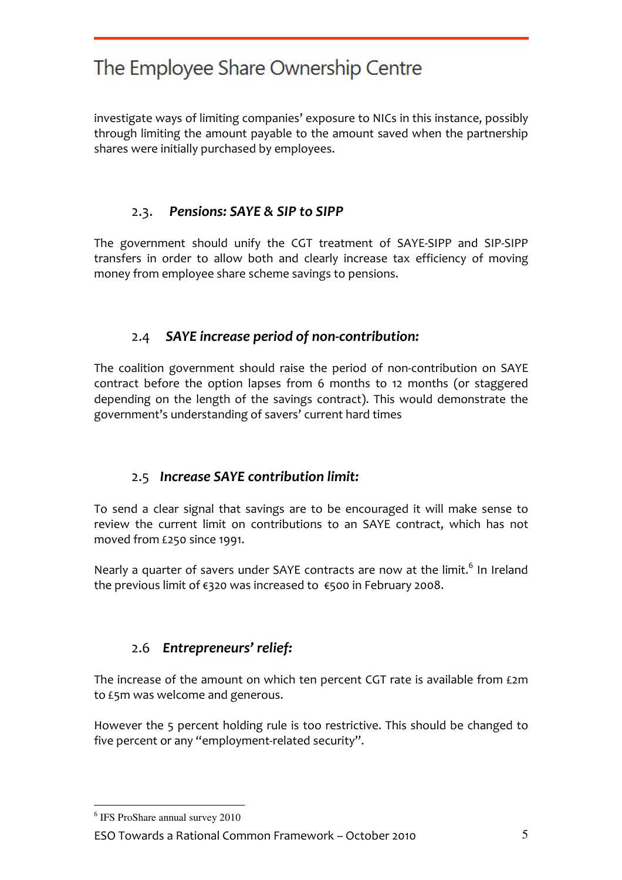investigate ways of limiting companies' exposure to NICs in this instance, possibly through limiting the amount payable to the amount saved when the partnership shares were initially purchased by employees.

### 2.3. *Pensions: SAYE & SIP to SIPP*

The government should unify the CGT treatment of SAYE-SIPP and SIP-SIPP transfers in order to allow both and clearly increase tax efficiency of moving money from employee share scheme savings to pensions.

### 2.4 *SAYE increase period of non-contribution:*

The coalition government should raise the period of non-contribution on SAYE contract before the option lapses from 6 months to 12 months (or staggered depending on the length of the savings contract). This would demonstrate the government's understanding of savers' current hard times

### 2.5 *Increase SAYE contribution limit:*

To send a clear signal that savings are to be encouraged it will make sense to review the current limit on contributions to an SAYE contract, which has not moved from £250 since 1991.

Nearly a quarter of savers under SAYE contracts are now at the limit.[6] In Ireland the previous limit of €320 was increased to €500 in February 2008.

### 2.6 *Entrepreneurs' relief:*

The increase of the amount on which ten percent CGT rate is available from £2m to £5m was welcome and generous.

However the 5 percent holding rule is too restrictive. This should be changed to five percent or any "employment-related security".

---

[6] IFS ProShare annual survey 2010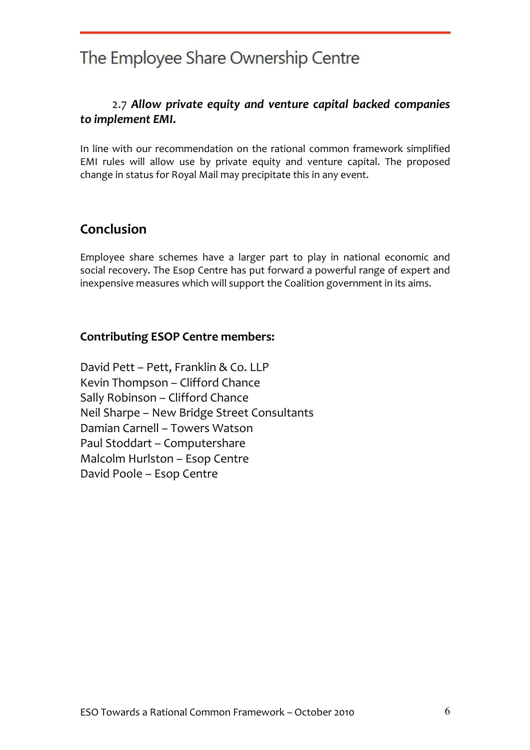### 2.7 ***Allow private equity and venture capital backed companies to implement EMI.***

In line with our recommendation on the rational common framework simplified EMI rules will allow use by private equity and venture capital. The proposed change in status for Royal Mail may precipitate this in any event.

## Conclusion

Employee share schemes have a larger part to play in national economic and social recovery. The Esop Centre has put forward a powerful range of expert and inexpensive measures which will support the Coalition government in its aims.

### Contributing ESOP Centre members:

David Pett – Pett, Franklin & Co. LLP
Kevin Thompson – Clifford Chance
Sally Robinson – Clifford Chance
Neil Sharpe – New Bridge Street Consultants
Damian Carnell – Towers Watson
Paul Stoddart – Computershare
Malcolm Hurlston – Esop Centre
David Poole – Esop Centre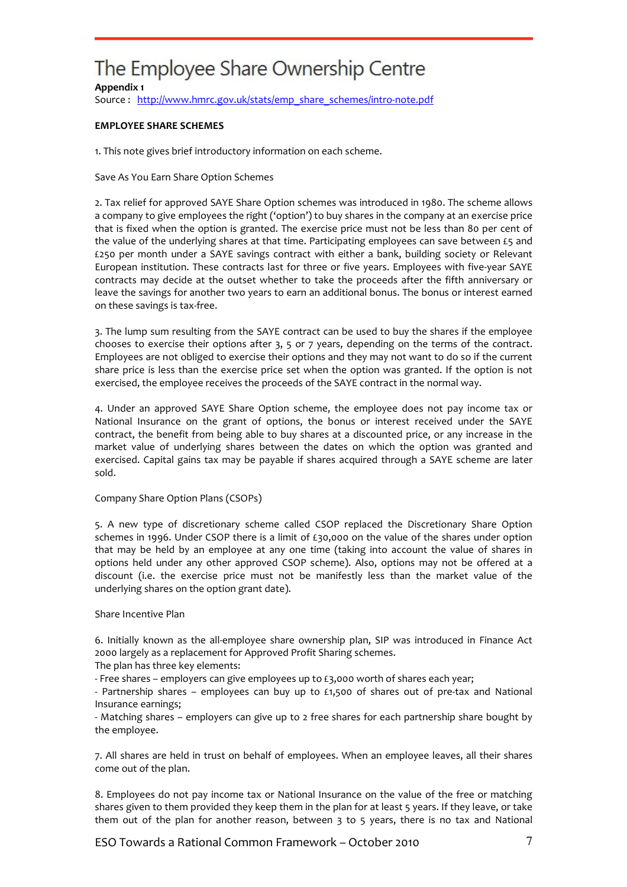# The Employee Share Ownership Centre

**Appendix 1**

Source : http://www.hmrc.gov.uk/stats/emp_share_schemes/intro-note.pdf

**EMPLOYEE SHARE SCHEMES**

1. This note gives brief introductory information on each scheme.

Save As You Earn Share Option Schemes

2. Tax relief for approved SAYE Share Option schemes was introduced in 1980. The scheme allows a company to give employees the right ('option') to buy shares in the company at an exercise price that is fixed when the option is granted. The exercise price must not be less than 80 per cent of the value of the underlying shares at that time. Participating employees can save between £5 and £250 per month under a SAYE savings contract with either a bank, building society or Relevant European institution. These contracts last for three or five years. Employees with five-year SAYE contracts may decide at the outset whether to take the proceeds after the fifth anniversary or leave the savings for another two years to earn an additional bonus. The bonus or interest earned on these savings is tax-free.

3. The lump sum resulting from the SAYE contract can be used to buy the shares if the employee chooses to exercise their options after 3, 5 or 7 years, depending on the terms of the contract. Employees are not obliged to exercise their options and they may not want to do so if the current share price is less than the exercise price set when the option was granted. If the option is not exercised, the employee receives the proceeds of the SAYE contract in the normal way.

4. Under an approved SAYE Share Option scheme, the employee does not pay income tax or National Insurance on the grant of options, the bonus or interest received under the SAYE contract, the benefit from being able to buy shares at a discounted price, or any increase in the market value of underlying shares between the dates on which the option was granted and exercised. Capital gains tax may be payable if shares acquired through a SAYE scheme are later sold.

Company Share Option Plans (CSOPs)

5. A new type of discretionary scheme called CSOP replaced the Discretionary Share Option schemes in 1996. Under CSOP there is a limit of £30,000 on the value of the shares under option that may be held by an employee at any one time (taking into account the value of shares in options held under any other approved CSOP scheme). Also, options may not be offered at a discount (i.e. the exercise price must not be manifestly less than the market value of the underlying shares on the option grant date).

Share Incentive Plan

6. Initially known as the all-employee share ownership plan, SIP was introduced in Finance Act 2000 largely as a replacement for Approved Profit Sharing schemes.
The plan has three key elements:

- Free shares – employers can give employees up to £3,000 worth of shares each year;
- Partnership shares – employees can buy up to £1,500 of shares out of pre-tax and National Insurance earnings;
- Matching shares – employers can give up to 2 free shares for each partnership share bought by the employee.

7. All shares are held in trust on behalf of employees. When an employee leaves, all their shares come out of the plan.

8. Employees do not pay income tax or National Insurance on the value of the free or matching shares given to them provided they keep them in the plan for at least 5 years. If they leave, or take them out of the plan for another reason, between 3 to 5 years, there is no tax and National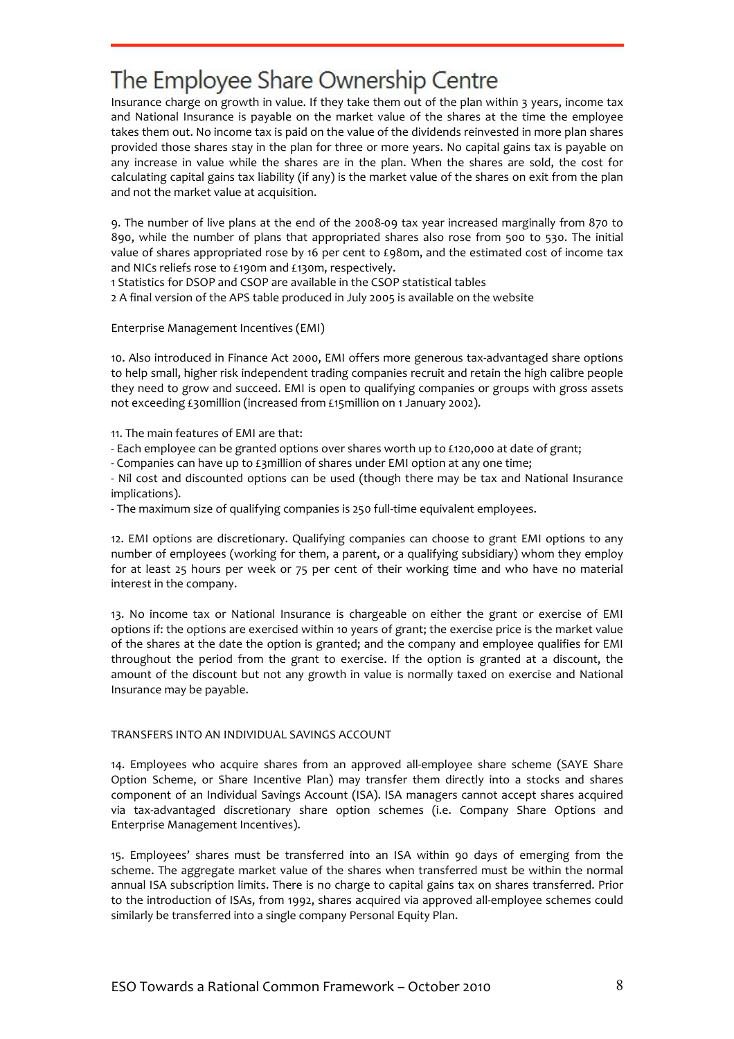Insurance charge on growth in value. If they take them out of the plan within 3 years, income tax and National Insurance is payable on the market value of the shares at the time the employee takes them out. No income tax is paid on the value of the dividends reinvested in more plan shares provided those shares stay in the plan for three or more years. No capital gains tax is payable on any increase in value while the shares are in the plan. When the shares are sold, the cost for calculating capital gains tax liability (if any) is the market value of the shares on exit from the plan and not the market value at acquisition.

9. The number of live plans at the end of the 2008-09 tax year increased marginally from 870 to 890, while the number of plans that appropriated shares also rose from 500 to 530. The initial value of shares appropriated rose by 16 per cent to £980m, and the estimated cost of income tax and NICs reliefs rose to £190m and £130m, respectively.

1 Statistics for DSOP and CSOP are available in the CSOP statistical tables

2 A final version of the APS table produced in July 2005 is available on the website

## Enterprise Management Incentives (EMI)

10. Also introduced in Finance Act 2000, EMI offers more generous tax-advantaged share options to help small, higher risk independent trading companies recruit and retain the high calibre people they need to grow and succeed. EMI is open to qualifying companies or groups with gross assets not exceeding £30million (increased from £15million on 1 January 2002).

11. The main features of EMI are that:

- Each employee can be granted options over shares worth up to £120,000 at date of grant;
- Companies can have up to £3million of shares under EMI option at any one time;
- Nil cost and discounted options can be used (though there may be tax and National Insurance implications).
- The maximum size of qualifying companies is 250 full-time equivalent employees.

12. EMI options are discretionary. Qualifying companies can choose to grant EMI options to any number of employees (working for them, a parent, or a qualifying subsidiary) whom they employ for at least 25 hours per week or 75 per cent of their working time and who have no material interest in the company.

13. No income tax or National Insurance is chargeable on either the grant or exercise of EMI options if: the options are exercised within 10 years of grant; the exercise price is the market value of the shares at the date the option is granted; and the company and employee qualifies for EMI throughout the period from the grant to exercise. If the option is granted at a discount, the amount of the discount but not any growth in value is normally taxed on exercise and National Insurance may be payable.

## TRANSFERS INTO AN INDIVIDUAL SAVINGS ACCOUNT

14. Employees who acquire shares from an approved all-employee share scheme (SAYE Share Option Scheme, or Share Incentive Plan) may transfer them directly into a stocks and shares component of an Individual Savings Account (ISA). ISA managers cannot accept shares acquired via tax-advantaged discretionary share option schemes (i.e. Company Share Options and Enterprise Management Incentives).

15. Employees' shares must be transferred into an ISA within 90 days of emerging from the scheme. The aggregate market value of the shares when transferred must be within the normal annual ISA subscription limits. There is no charge to capital gains tax on shares transferred. Prior to the introduction of ISAs, from 1992, shares acquired via approved all-employee schemes could similarly be transferred into a single company Personal Equity Plan.